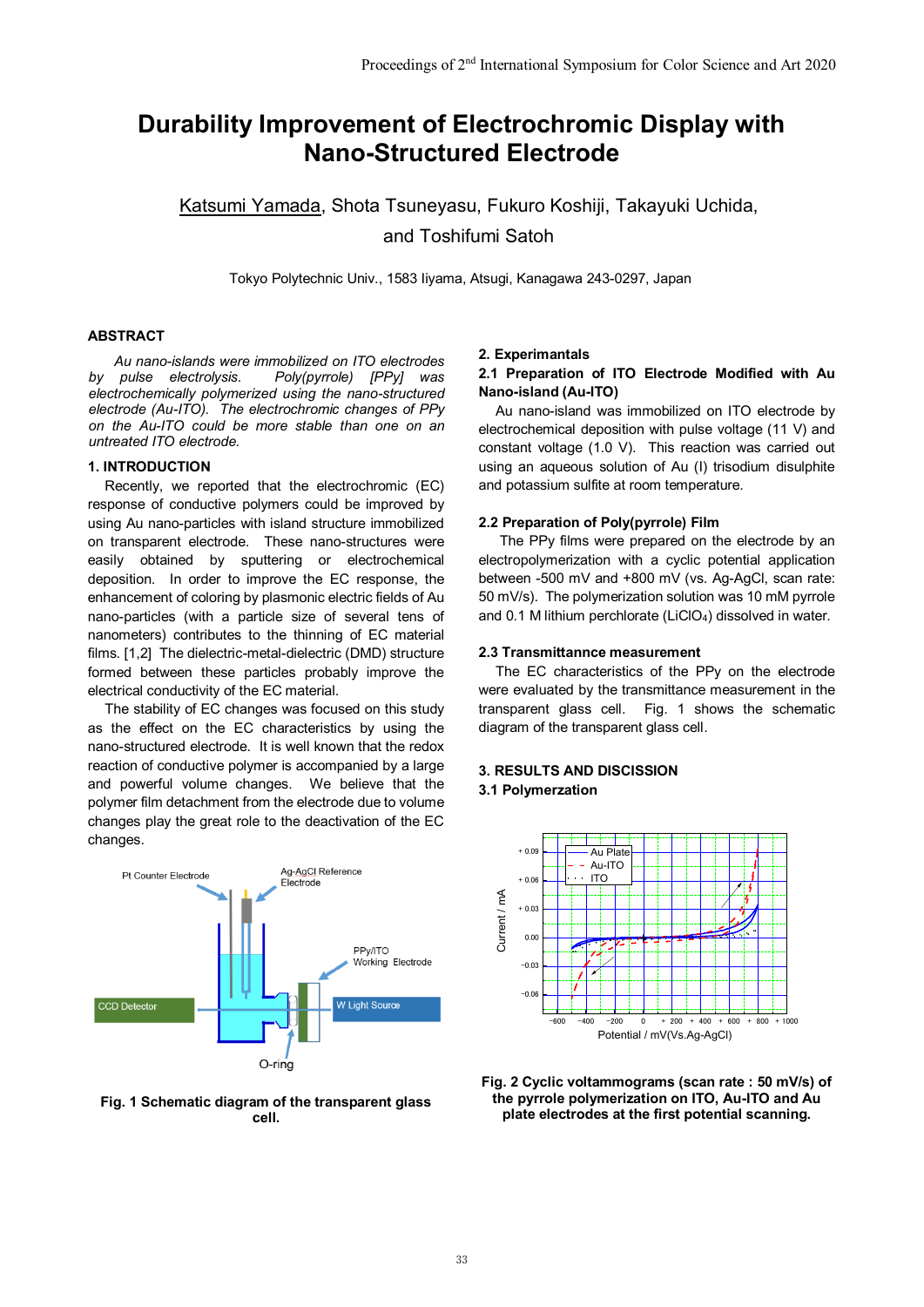# Durability Improvement of Electrochromic Display with Nano-Structured Electrode

Katsumi Yamada, Shota Tsuneyasu, Fukuro Koshiji, Takayuki Uchida, and Toshifumi Satoh

Tokyo Polytechnic Univ., 1583 Iiyama, Atsugi, Kanagawa 243-0297, Japan

## ABSTRACT

*Au nano-islands were immobilized on ITO electrodes by pulse electrolysis. Poly(pyrrole) [PPy] was electrochemically polymerized using the nano-structured electrode (Au-ITO). The electrochromic changes of PPy on the Au-ITO could be more stable than one on an untreated ITO electrode.*

## 1. INTRODUCTION

Recently, we reported that the electrochromic (EC) response of conductive polymers could be improved by using Au nano-particles with island structure immobilized on transparent electrode. These nano-structures were easily obtained by sputtering or electrochemical deposition. In order to improve the EC response, the enhancement of coloring by plasmonic electric fields of Au nano-particles (with a particle size of several tens of nanometers) contributes to the thinning of EC material films. [1,2] The dielectric-metal-dielectric (DMD) structure formed between these particles probably improve the electrical conductivity of the EC material.

The stability of EC changes was focused on this study as the effect on the EC characteristics by using the nano-structured electrode. It is well known that the redox reaction of conductive polymer is accompanied by a large and powerful volume changes. We believe that the polymer film detachment from the electrode due to volume changes play the great role to the deactivation of the EC changes.

Fig. 1 Schematic diagram of the transparent glass cell.

## 2. Experimantals

### 2.1 Preparation of ITO Electrode Modified with Au Nano-island (Au-ITO)

Au nano-island was immobilized on ITO electrode by electrochemical deposition with pulse voltage (11 V) and constant voltage (1.0 V). This reaction was carried out using an aqueous solution of Au (I) trisodium disulphite and potassium sulfite at room temperature.

### 2.2 Preparation of Poly(pyrrole) Film

The PPy films were prepared on the electrode by an electropolymerization with a cyclic potential application between -500 mV and +800 mV (vs. Ag-AgCl, scan rate: 50 mV/s). The polymerization solution was 10 mM pyrrole and 0.1 M lithium perchlorate ($LiClO_4$) dissolved in water.

### 2.3 Transmittannce measurement

The EC characteristics of the PPy on the electrode were evaluated by the transmittance measurement in the transparent glass cell. Fig. 1 shows the schematic diagram of the transparent glass cell.

## 3. RESULTS AND DISCISSION

### 3.1 Polymerzation

Fig. 2 Cyclic voltammograms (scan rate : 50 mV/s) of the pyrrole polymerization on ITO, Au-ITO and Au plate electrodes at the first potential scanning.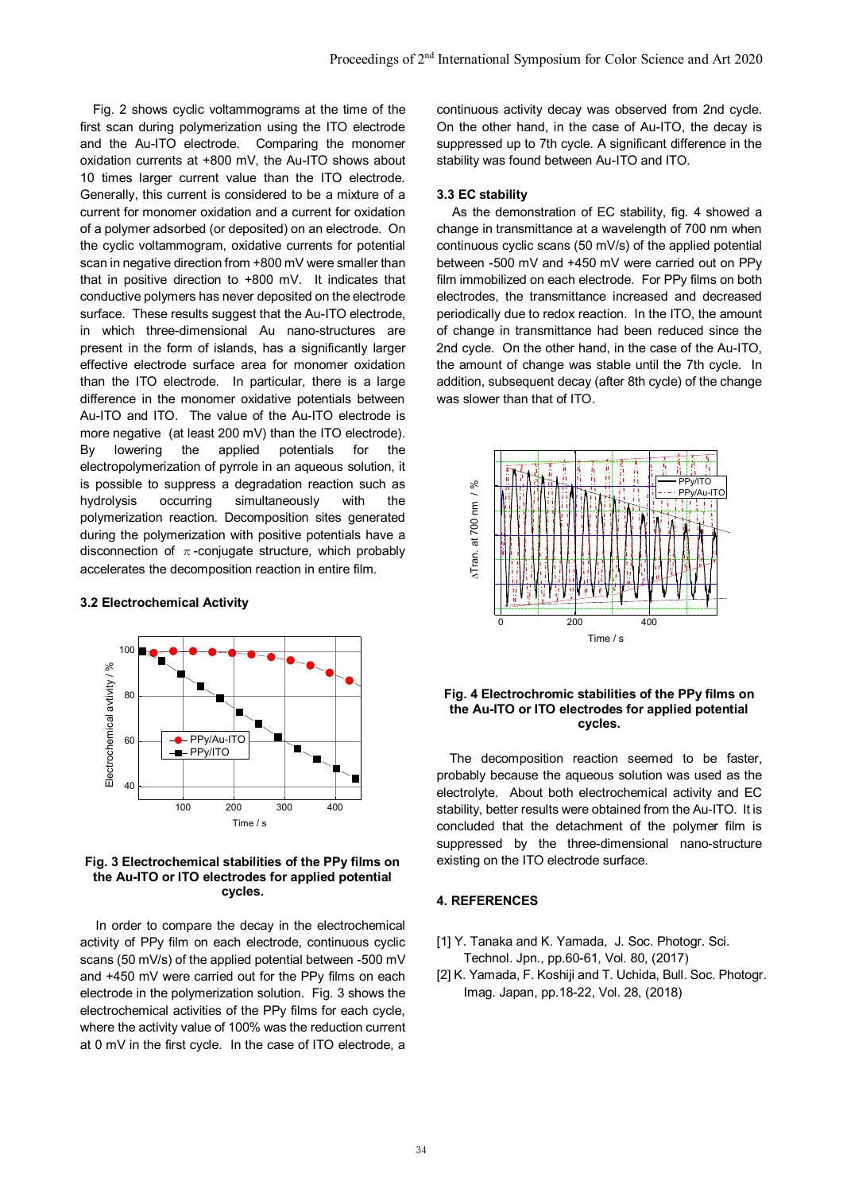Fig. 2 shows cyclic voltammograms at the time of the first scan during polymerization using the ITO electrode and the Au-ITO electrode. Comparing the monomer oxidation currents at +800 mV, the Au-ITO shows about 10 times larger current value than the ITO electrode. Generally, this current is considered to be a mixture of a current for monomer oxidation and a current for oxidation of a polymer adsorbed (or deposited) on an electrode. On the cyclic voltammogram, oxidative currents for potential scan in negative direction from +800 mV were smaller than that in positive direction to +800 mV. It indicates that conductive polymers has never deposited on the electrode surface. These results suggest that the Au-ITO electrode, in which three-dimensional Au nano-structures are present in the form of islands, has a significantly larger effective electrode surface area for monomer oxidation than the ITO electrode. In particular, there is a large difference in the monomer oxidative potentials between Au-ITO and ITO. The value of the Au-ITO electrode is more negative (at least 200 mV) than the ITO electrode). By lowering the applied potentials for the electropolymerization of pyrrole in an aqueous solution, it is possible to suppress a degradation reaction such as hydrolysis occurring simultaneously with the polymerization reaction. Decomposition sites generated during the polymerization with positive potentials have a disconnection of $\pi$-conjugate structure, which probably accelerates the decomposition reaction in entire film.

### 3.2 Electrochemical Activity

Electrochemical avtivity / %

100

80

60

40

100 200 300 400

Time / s

PPy/Au-ITO

PPy/ITO

**Fig. 3 Electrochemical stabilities of the PPy films on the Au-ITO or ITO electrodes for applied potential cycles.**

In order to compare the decay in the electrochemical activity of PPy film on each electrode, continuous cyclic scans (50 mV/s) of the applied potential between -500 mV and +450 mV were carried out for the PPy films on each electrode in the polymerization solution. Fig. 3 shows the electrochemical activities of the PPy films for each cycle, where the activity value of 100% was the reduction current at 0 mV in the first cycle. In the case of ITO electrode, a continuous activity decay was observed from 2nd cycle. On the other hand, in the case of Au-ITO, the decay is suppressed up to 7th cycle. A significant difference in the stability was found between Au-ITO and ITO.

### 3.3 EC stability

As the demonstration of EC stability, fig. 4 showed a change in transmittance at a wavelength of 700 nm when continuous cyclic scans (50 mV/s) of the applied potential between -500 mV and +450 mV were carried out on PPy film immobilized on each electrode. For PPy films on both electrodes, the transmittance increased and decreased periodically due to redox reaction. In the ITO, the amount of change in transmittance had been reduced since the 2nd cycle. On the other hand, in the case of the Au-ITO, the amount of change was stable until the 7th cycle. In addition, subsequent decay (after 8th cycle) of the change was slower than that of ITO.

ΔTran. at 700 nm / %

0 200 400

Time / s

PPy/ITO

PPy/Au-ITO

**Fig. 4 Electrochromic stabilities of the PPy films on the Au-ITO or ITO electrodes for applied potential cycles.**

The decomposition reaction seemed to be faster, probably because the aqueous solution was used as the electrolyte. About both electrochemical activity and EC stability, better results were obtained from the Au-ITO. It is concluded that the detachment of the polymer film is suppressed by the three-dimensional nano-structure existing on the ITO electrode surface.

## 4. REFERENCES

[1] Y. Tanaka and K. Yamada, J. Soc. Photogr. Sci. Technol. Jpn., pp.60-61, Vol. 80, (2017)

[2] K. Yamada, F. Koshiji and T. Uchida, Bull. Soc. Photogr. Imag. Japan, pp.18-22, Vol. 28, (2018)